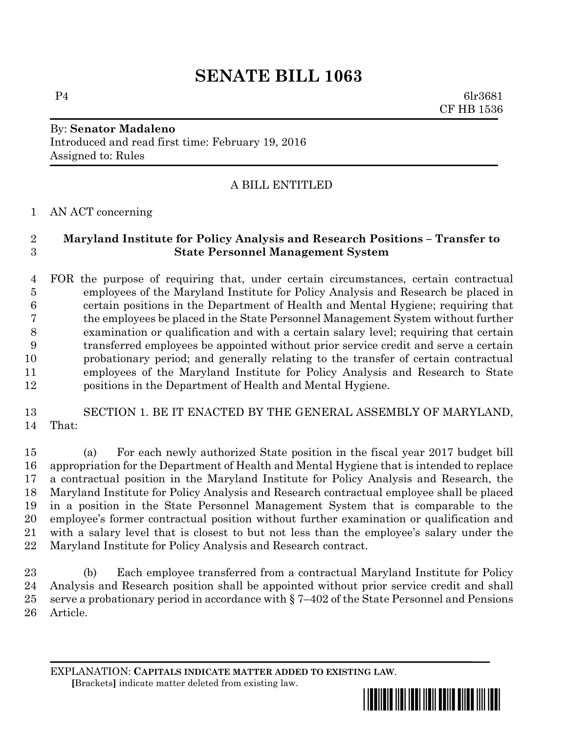# SENATE BILL 1063

P4 6lr3681
CF HB 1536

By: **Senator Madaleno**
Introduced and read first time: February 19, 2016
Assigned to: Rules

A BILL ENTITLED

AN ACT concerning

**Maryland Institute for Policy Analysis and Research Positions – Transfer to State Personnel Management System**

FOR the purpose of requiring that, under certain circumstances, certain contractual employees of the Maryland Institute for Policy Analysis and Research be placed in certain positions in the Department of Health and Mental Hygiene; requiring that the employees be placed in the State Personnel Management System without further examination or qualification and with a certain salary level; requiring that certain transferred employees be appointed without prior service credit and serve a certain probationary period; and generally relating to the transfer of certain contractual employees of the Maryland Institute for Policy Analysis and Research to State positions in the Department of Health and Mental Hygiene.

SECTION 1. BE IT ENACTED BY THE GENERAL ASSEMBLY OF MARYLAND, That:

(a) For each newly authorized State position in the fiscal year 2017 budget bill appropriation for the Department of Health and Mental Hygiene that is intended to replace a contractual position in the Maryland Institute for Policy Analysis and Research, the Maryland Institute for Policy Analysis and Research contractual employee shall be placed in a position in the State Personnel Management System that is comparable to the employee's former contractual position without further examination or qualification and with a salary level that is closest to but not less than the employee's salary under the Maryland Institute for Policy Analysis and Research contract.

(b) Each employee transferred from a contractual Maryland Institute for Policy Analysis and Research position shall be appointed without prior service credit and shall serve a probationary period in accordance with § 7–402 of the State Personnel and Pensions Article.

EXPLANATION: **CAPITALS INDICATE MATTER ADDED TO EXISTING LAW**.
**[**Brackets**]** indicate matter deleted from existing law.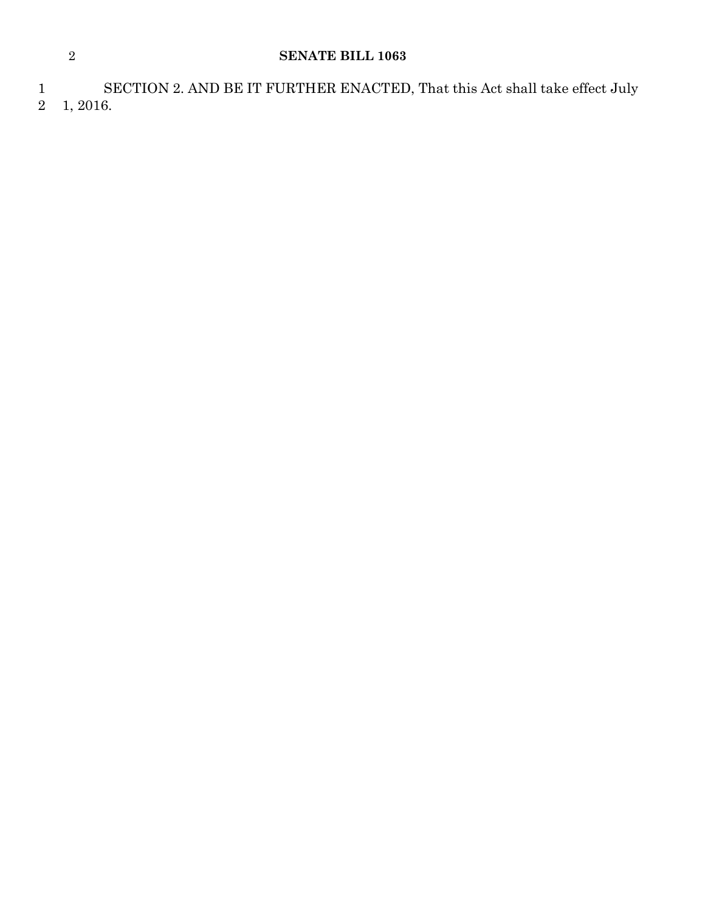SECTION 2. AND BE IT FURTHER ENACTED, That this Act shall take effect July 1, 2016.